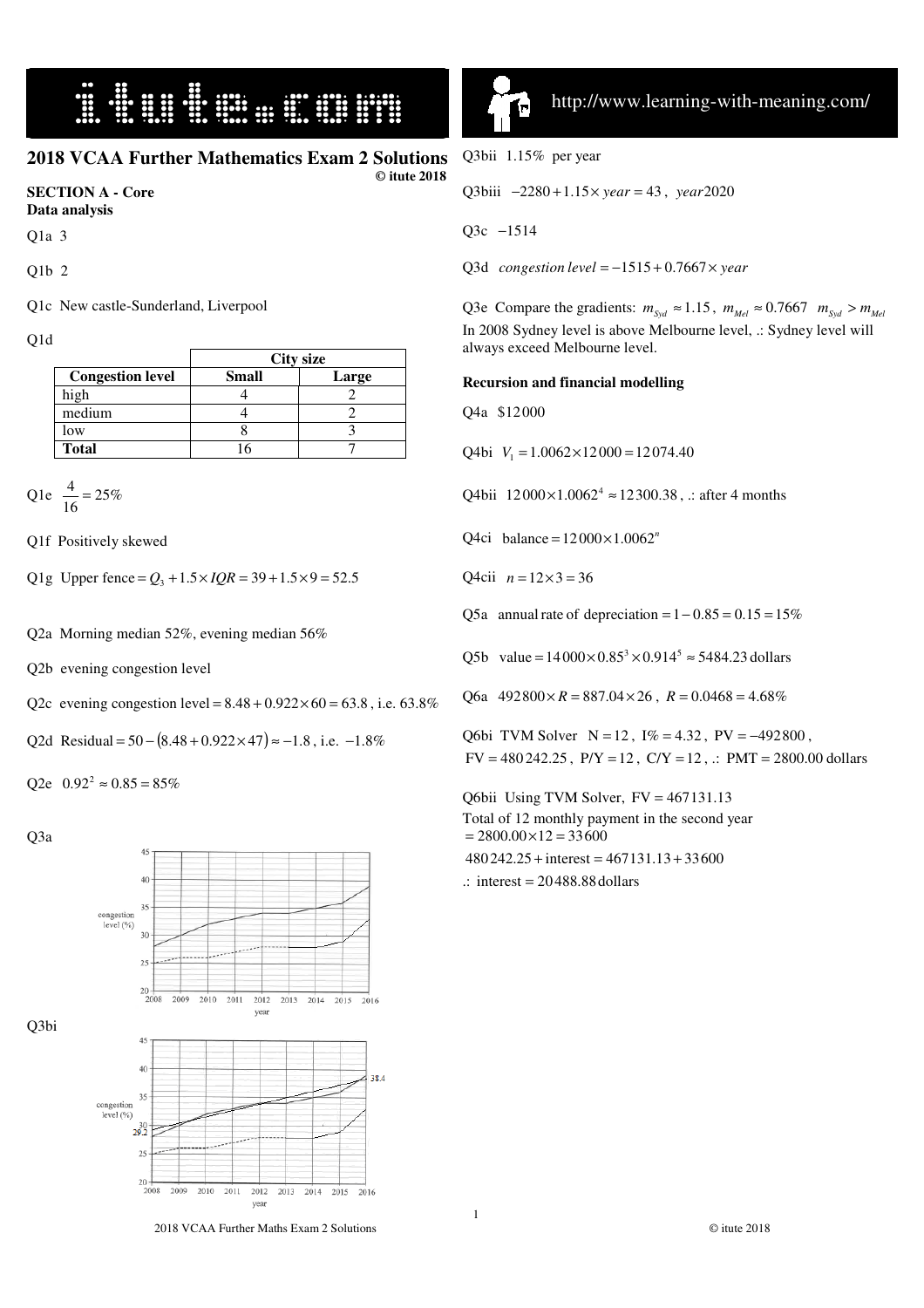# 2018 VCAA Further Mathematics Exam 2 Solutions

**© itute 2018**

## SECTION A - Core

### Data analysis

Q1a 3

Q1b 2

Q1c New castle-Sunderland, Liverpool

Q1d

| | City size | |
|---|---|---|
| **Congestion level** | **Small** | **Large** |
| high | 4 | 2 |
| medium | 4 | 2 |
| low | 8 | 3 |
| **Total** | 16 | 7 |

Q1e $\frac{4}{16} = 25\%$

Q1f Positively skewed

Q1g Upper fence $= Q_3 + 1.5 \times IQR = 39 + 1.5 \times 9 = 52.5$

Q2a Morning median 52%, evening median 56%

Q2b evening congestion level

Q2c evening congestion level $= 8.48 + 0.922 \times 60 = 63.8$, i.e. 63.8%

Q2d Residual $= 50 - (8.48 + 0.922 \times 47) \approx -1.8$, i.e. $-1.8\%$

Q2e $0.92^2 \approx 0.85 = 85\%$

Q3a

Q3bi

Q3bii 1.15% per year

Q3biii $-2280 + 1.15 \times year = 43$, $year 2020$

Q3c $-1514$

Q3d $congestion\ level = -1515 + 0.7667 \times year$

Q3e Compare the gradients: $m_{Syd} \approx 1.15$, $m_{Mel} \approx 0.7667$ $m_{Syd} > m_{Mel}$
In 2008 Sydney level is above Melbourne level, .: Sydney level will always exceed Melbourne level.

### Recursion and financial modelling

Q4a \$12000

Q4bi $V_1 = 1.0062 \times 12000 = 12074.40$

Q4bii $12000 \times 1.0062^4 \approx 12300.38$, .: after 4 months

Q4ci $\text{balance} = 12000 \times 1.0062^n$

Q4cii $n = 12 \times 3 = 36$

Q5a $\text{annual rate of depreciation} = 1 - 0.85 = 0.15 = 15\%$

Q5b $\text{value} = 14000 \times 0.85^3 \times 0.914^5 \approx 5484.23 \text{ dollars}$

Q6a $492800 \times R = 887.04 \times 26$, $R = 0.0468 = 4.68\%$

Q6bi TVM Solver N = 12, I% = 4.32, PV = −492800, FV = 480242.25, P/Y = 12, C/Y = 12, .: PMT = 2800.00 dollars

Q6bii Using TVM Solver, FV = 467131.13
Total of 12 monthly payment in the second year $= 2800.00 \times 12 = 33600$

$480242.25 + \text{interest} = 467131.13 + 33600$

.: $\text{interest} = 20488.88 \text{ dollars}$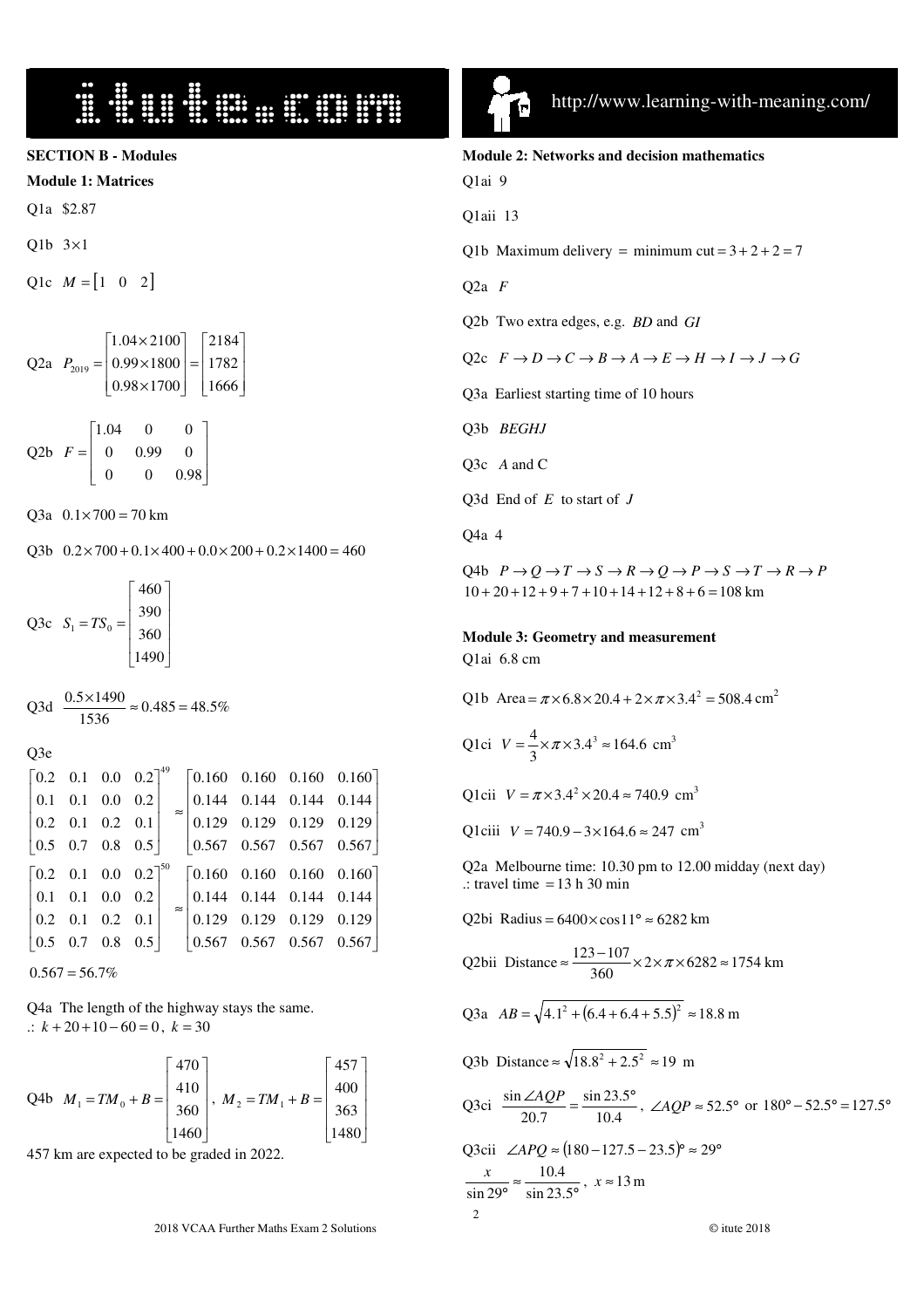**SECTION B - Modules**

**Module 1: Matrices**

Q1a \$2.87

Q1b $3\times 1$

Q1c $M=\begin{bmatrix}1 & 0 & 2\end{bmatrix}$

Q2a $P_{2019}=\begin{bmatrix}1.04\times 2100\\ 0.99\times 1800\\ 0.98\times 1700\end{bmatrix}=\begin{bmatrix}2184\\ 1782\\ 1666\end{bmatrix}$

Q2b $F=\begin{bmatrix}1.04 & 0 & 0\\ 0 & 0.99 & 0\\ 0 & 0 & 0.98\end{bmatrix}$

Q3a $0.1\times 700=70$ km

Q3b $0.2\times 700+0.1\times 400+0.0\times 200+0.2\times 1400=460$

Q3c $S_1=TS_0=\begin{bmatrix}460\\ 390\\ 360\\ 1490\end{bmatrix}$

Q3d $\dfrac{0.5\times 1490}{1536}\approx 0.485=48.5\%$

Q3e

$$\begin{bmatrix}0.2 & 0.1 & 0.0 & 0.2\\ 0.1 & 0.1 & 0.0 & 0.2\\ 0.2 & 0.1 & 0.2 & 0.1\\ 0.5 & 0.7 & 0.8 & 0.5\end{bmatrix}^{49}\approx\begin{bmatrix}0.160 & 0.160 & 0.160 & 0.160\\ 0.144 & 0.144 & 0.144 & 0.144\\ 0.129 & 0.129 & 0.129 & 0.129\\ 0.567 & 0.567 & 0.567 & 0.567\end{bmatrix}$$

$$\begin{bmatrix}0.2 & 0.1 & 0.0 & 0.2\\ 0.1 & 0.1 & 0.0 & 0.2\\ 0.2 & 0.1 & 0.2 & 0.1\\ 0.5 & 0.7 & 0.8 & 0.5\end{bmatrix}^{50}\approx\begin{bmatrix}0.160 & 0.160 & 0.160 & 0.160\\ 0.144 & 0.144 & 0.144 & 0.144\\ 0.129 & 0.129 & 0.129 & 0.129\\ 0.567 & 0.567 & 0.567 & 0.567\end{bmatrix}$$

$0.567=56.7\%$

Q4a The length of the highway stays the same.
.: $k+20+10-60=0$, $k=30$

Q4b $M_1=TM_0+B=\begin{bmatrix}470\\ 410\\ 360\\ 1460\end{bmatrix}$, $M_2=TM_1+B=\begin{bmatrix}457\\ 400\\ 363\\ 1480\end{bmatrix}$

457 km are expected to be graded in 2022.

**Module 2: Networks and decision mathematics**

Q1ai 9

Q1aii 13

Q1b Maximum delivery = minimum cut $=3+2+2=7$

Q2a $F$

Q2b Two extra edges, e.g. $BD$ and $GI$

Q2c $F\to D\to C\to B\to A\to E\to H\to I\to J\to G$

Q3a Earliest starting time of 10 hours

Q3b $BEGHJ$

Q3c $A$ and C

Q3d End of $E$ to start of $J$

Q4a 4

Q4b $P\to Q\to T\to S\to R\to Q\to P\to S\to T\to R\to P$
$10+20+12+9+7+10+14+12+8+6=108$ km

**Module 3: Geometry and measurement**

Q1ai 6.8 cm

Q1b Area $=\pi\times 6.8\times 20.4+2\times\pi\times 3.4^2=508.4\text{ cm}^2$

Q1ci $V=\dfrac{4}{3}\times\pi\times 3.4^3\approx 164.6\text{ cm}^3$

Q1cii $V=\pi\times 3.4^2\times 20.4\approx 740.9\text{ cm}^3$

Q1ciii $V=740.9-3\times 164.6\approx 247\text{ cm}^3$

Q2a Melbourne time: 10.30 pm to 12.00 midday (next day)
.: travel time = 13 h 30 min

Q2bi Radius $=6400\times\cos 11°\approx 6282$ km

Q2bii Distance $\approx\dfrac{123-107}{360}\times 2\times\pi\times 6282\approx 1754$ km

Q3a $AB=\sqrt{4.1^2+(6.4+6.4+5.5)^2}\approx 18.8$ m

Q3b Distance $\approx\sqrt{18.8^2+2.5^2}\approx 19$ m

Q3ci $\dfrac{\sin\angle AQP}{20.7}=\dfrac{\sin 23.5°}{10.4}$, $\angle AQP\approx 52.5°$ or $180°-52.5°=127.5°$

Q3cii $\angle APQ\approx(180-127.5-23.5)°\approx 29°$

$\dfrac{x}{\sin 29°}\approx\dfrac{10.4}{\sin 23.5°}$, $x\approx 13$ m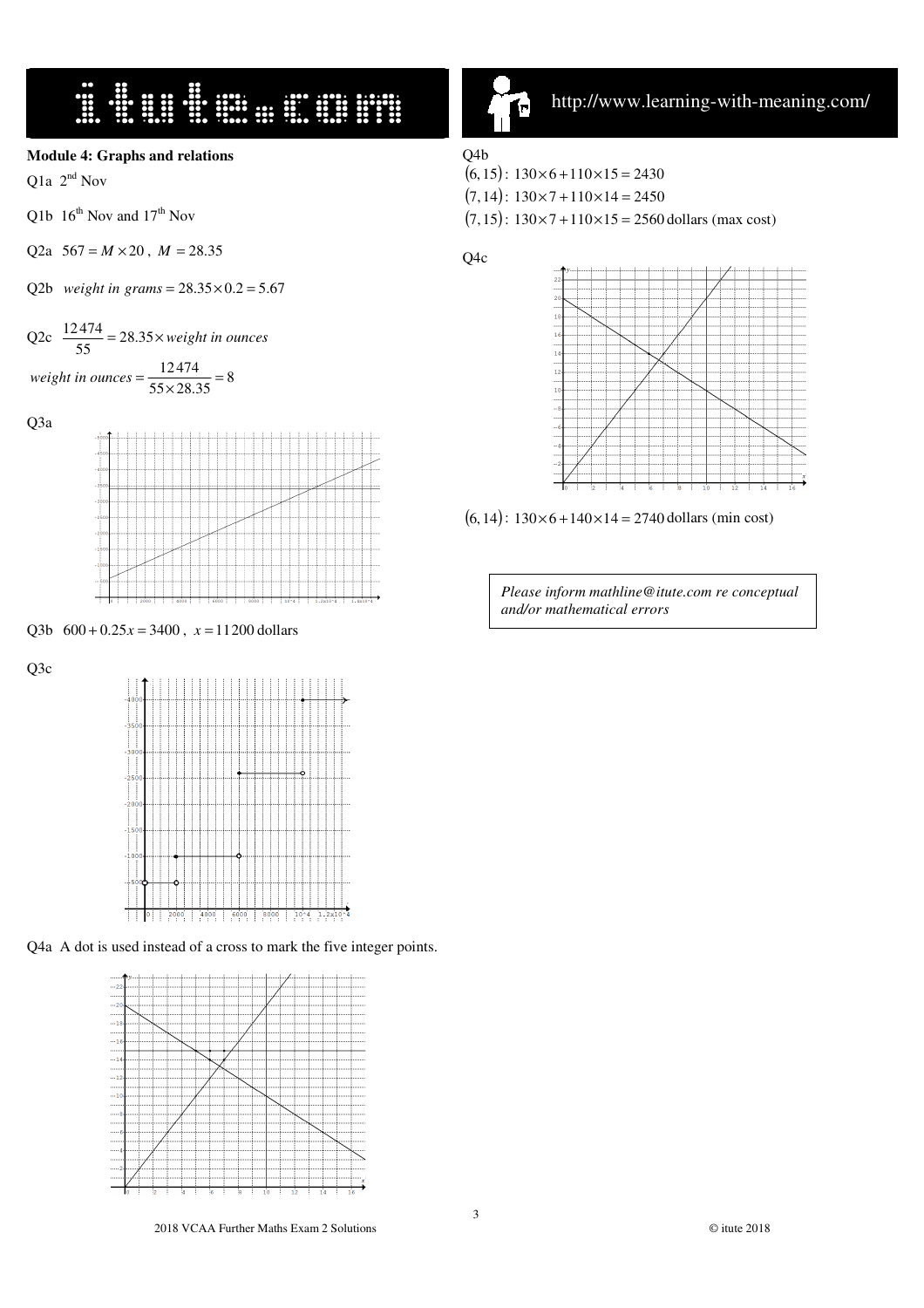**Module 4: Graphs and relations**

Q1a 2[nd] Nov

Q1b 16[th] Nov and 17[th] Nov

Q2a $567 = M \times 20$, $M = 28.35$

Q2b $\textit{weight in grams} = 28.35 \times 0.2 = 5.67$

Q2c $\frac{12474}{55} = 28.35 \times \textit{weight in ounces}$

$\textit{weight in ounces} = \frac{12474}{55 \times 28.35} = 8$

Q3a

500
1000
1500
2000
2500
3000
3500
4000
4500
5000
0
2000
4000
6000
8000
10^4
1.2x10^4
1.4x10^4

Q3b $600 + 0.25x = 3400$, $x = 11200$ dollars

Q3c

500
1000
1500
2000
2500
3000
3500
4000
0
2000
4000
6000
8000
10^4
1.2x10^4

Q4a A dot is used instead of a cross to mark the five integer points.

2
4
6
8
10
12
14
16
18
20
22
0
2
4
6
8
10
12
14
16
x
y

Q4b

$(6,15)$: $130 \times 6 + 110 \times 15 = 2430$

$(7,14)$: $130 \times 7 + 110 \times 14 = 2450$

$(7,15)$: $130 \times 7 + 110 \times 15 = 2560$ dollars (max cost)

Q4c

2
4
6
8
10
12
14
16
18
20
22
0
2
4
6
8
10
12
14
16
x
y

$(6,14)$: $130 \times 6 + 140 \times 14 = 2740$ dollars (min cost)

*Please inform mathline@itute.com re conceptual and/or mathematical errors*